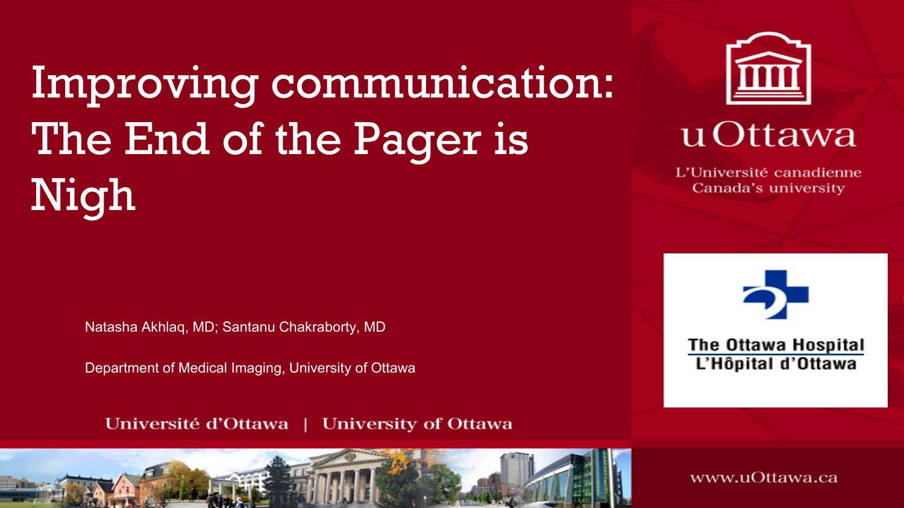# Improving communication: The End of the Pager is Nigh

Natasha Akhlaq, MD; Santanu Chakraborty, MD

Department of Medical Imaging, University of Ottawa

Université d'Ottawa | University of Ottawa

uOttawa

L'Université canadienne
Canada's university

The Ottawa Hospital
L'Hôpital d'Ottawa

www.uOttawa.ca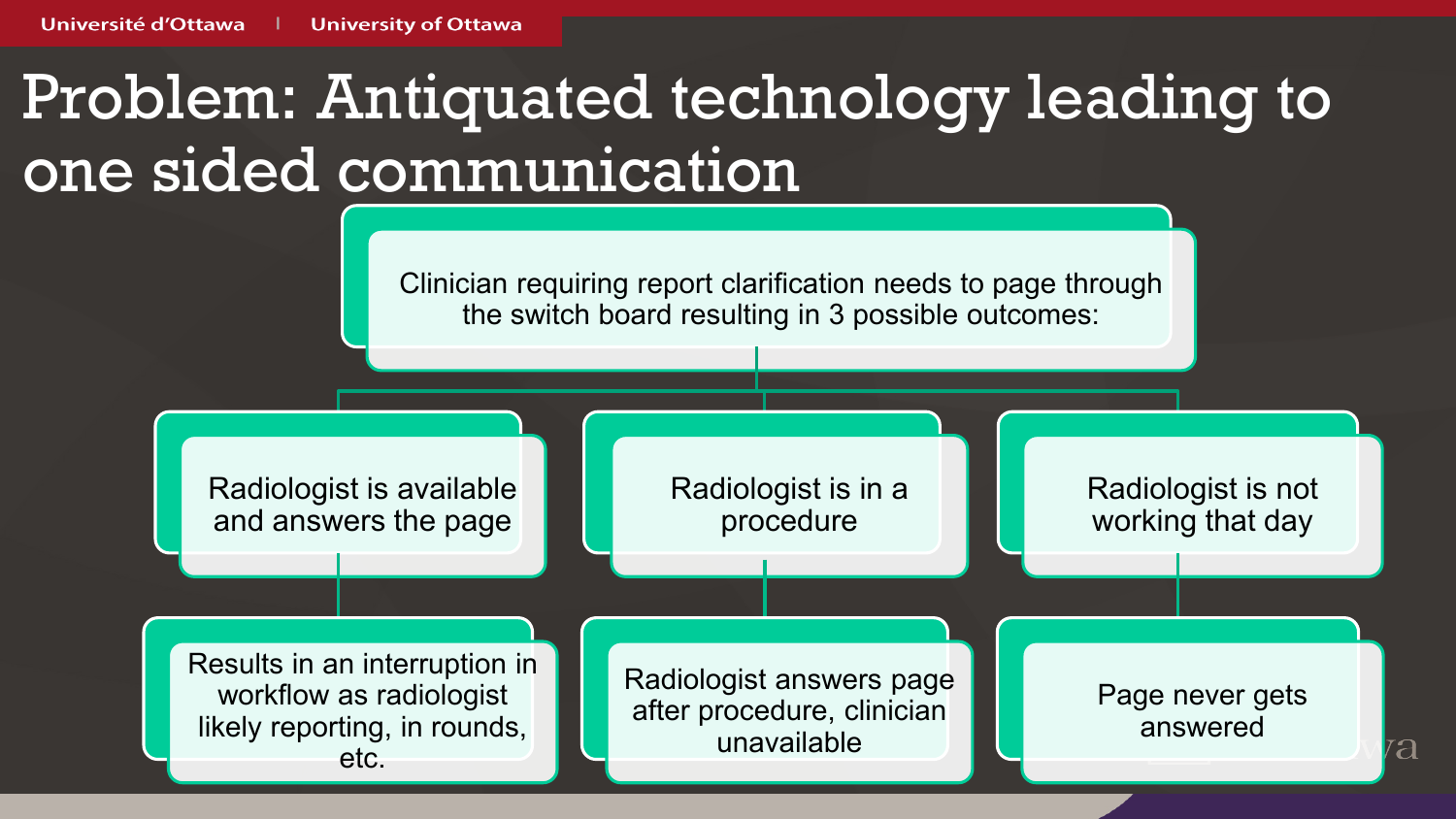# Problem: Antiquated technology leading to one sided communication

Clinician requiring report clarification needs to page through the switch board resulting in 3 possible outcomes:

- Radiologist is available and answers the page
  - Results in an interruption in workflow as radiologist likely reporting, in rounds, etc.
- Radiologist is in a procedure
  - Radiologist answers page after procedure, clinician unavailable
- Radiologist is not working that day
  - Page never gets answered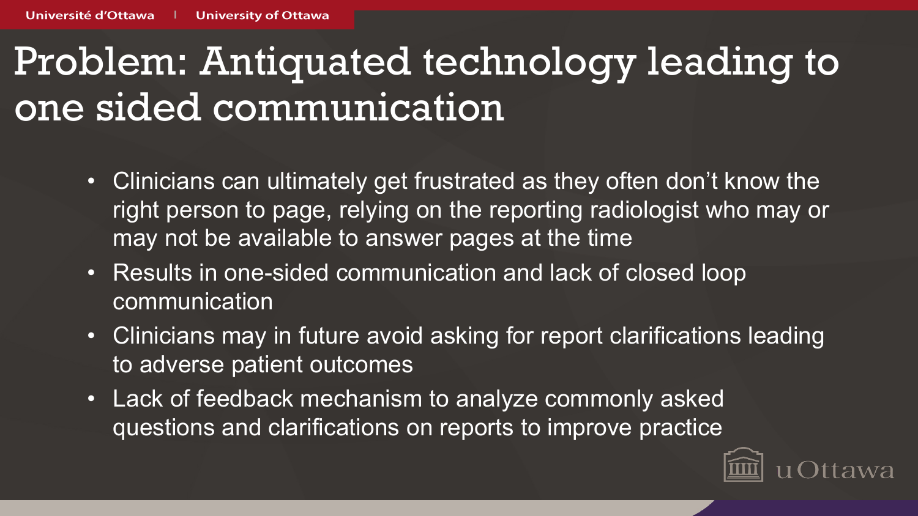# Problem: Antiquated technology leading to one sided communication

- Clinicians can ultimately get frustrated as they often don't know the right person to page, relying on the reporting radiologist who may or may not be available to answer pages at the time
- Results in one-sided communication and lack of closed loop communication
- Clinicians may in future avoid asking for report clarifications leading to adverse patient outcomes
- Lack of feedback mechanism to analyze commonly asked questions and clarifications on reports to improve practice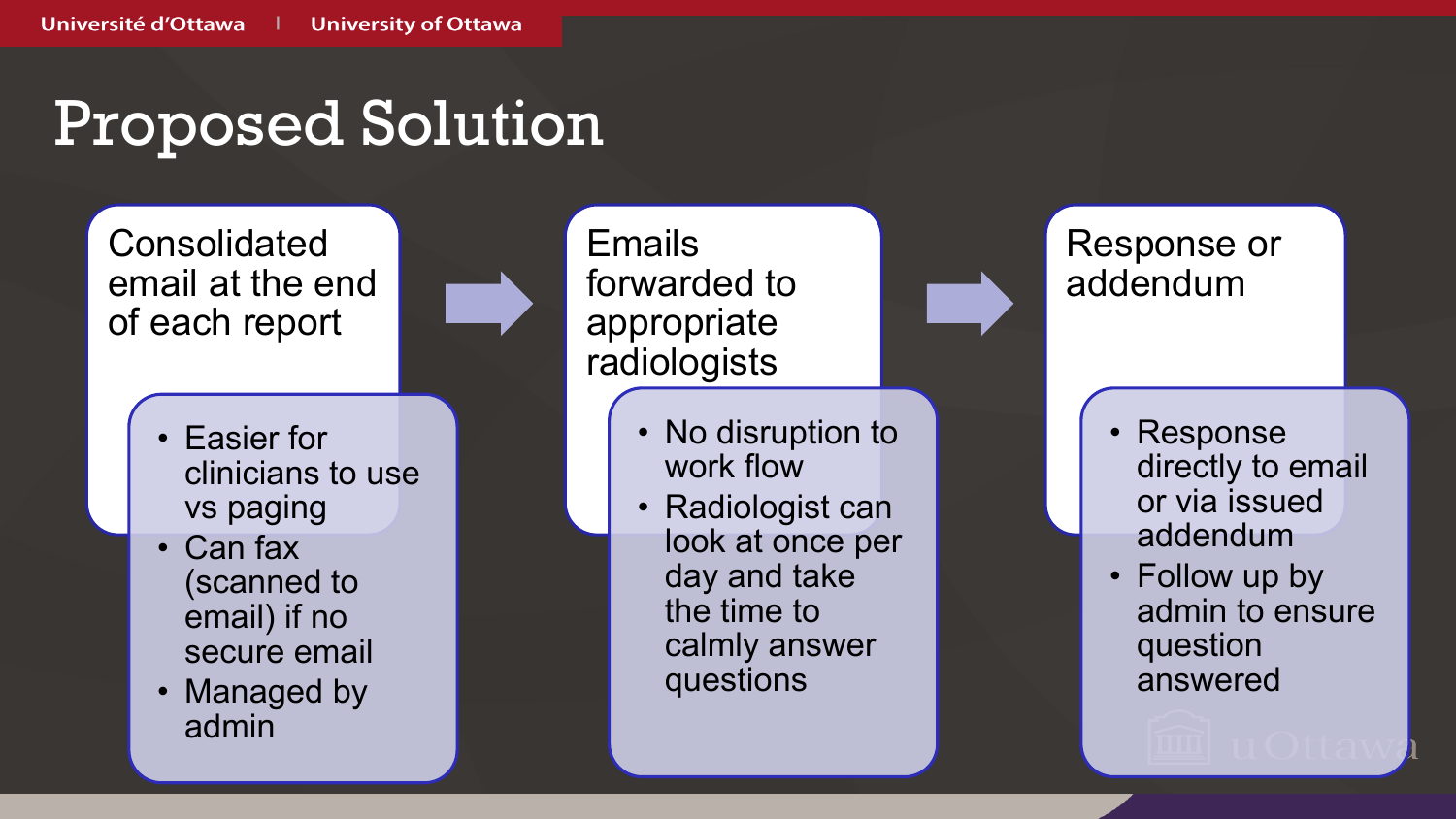# Proposed Solution

### Consolidated email at the end of each report

- Easier for clinicians to use vs paging
- Can fax (scanned to email) if no secure email
- Managed by admin

### Emails forwarded to appropriate radiologists

- No disruption to work flow
- Radiologist can look at once per day and take the time to calmly answer questions

### Response or addendum

- Response directly to email or via issued addendum
- Follow up by admin to ensure question answered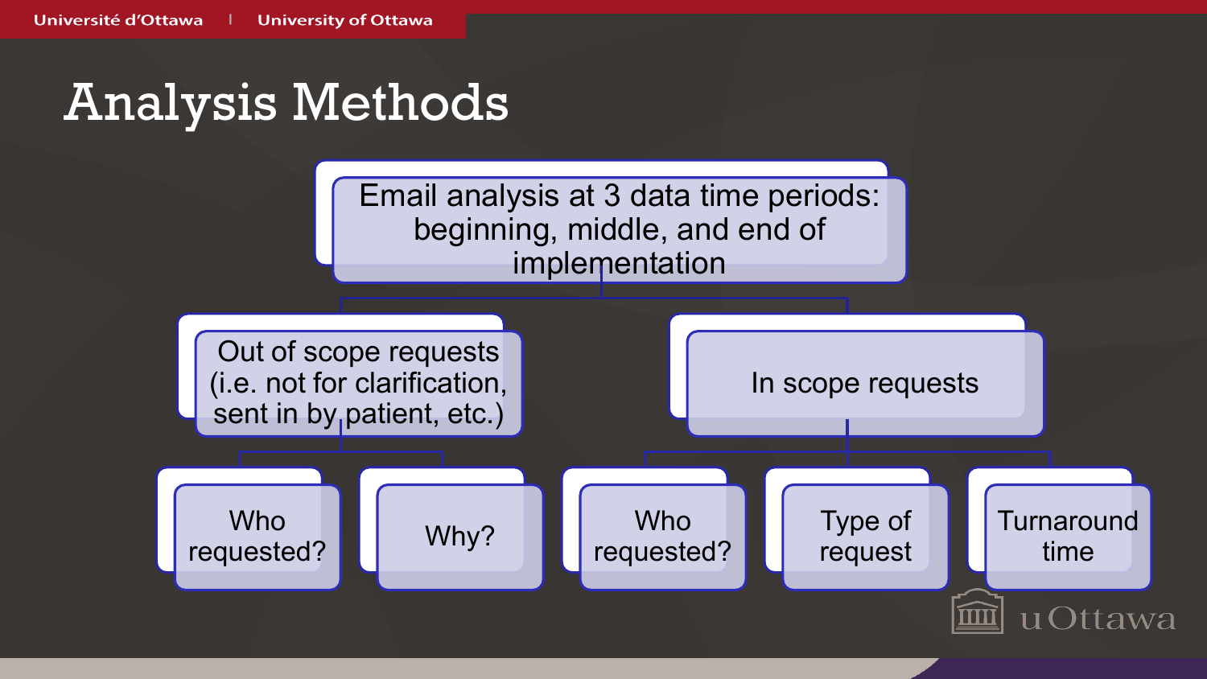# Analysis Methods

- Email analysis at 3 data time periods: beginning, middle, and end of implementation
  - Out of scope requests (i.e. not for clarification, sent in by patient, etc.)
    - Who requested?
    - Why?
  - In scope requests
    - Who requested?
    - Type of request
    - Turnaround time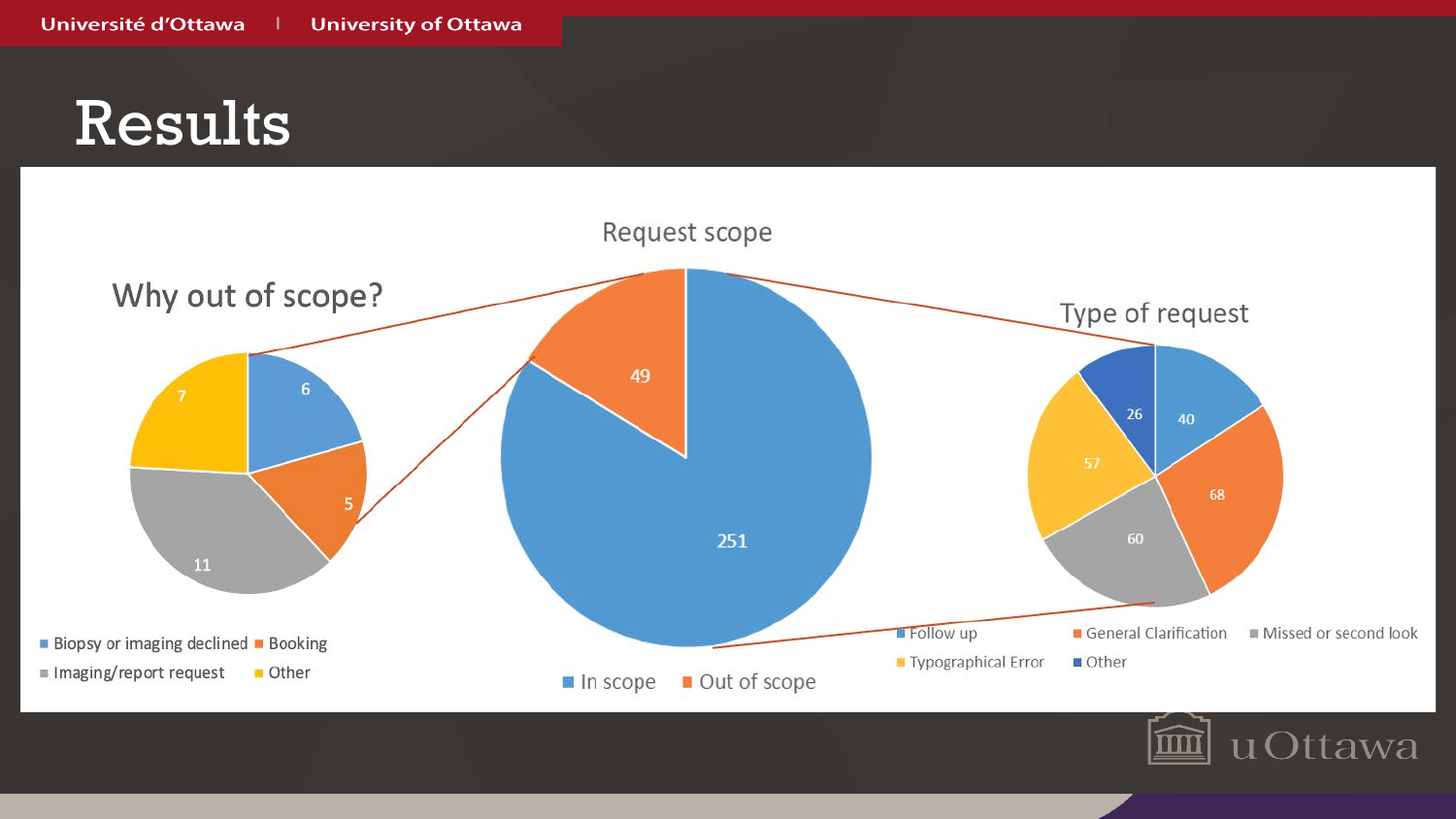# Results

## Request scope

| Category | Count |
|---|---|
| In scope | 251 |
| Out of scope | 49 |

## Why out of scope?

| Reason | Count |
|---|---|
| Biopsy or imaging declined | 6 |
| Booking | 5 |
| Imaging/report request | 11 |
| Other | 7 |

## Type of request

| Type | Count |
|---|---|
| Follow up | 40 |
| General Clarification | 68 |
| Missed or second look | 60 |
| Typographical Error | 57 |
| Other | 26 |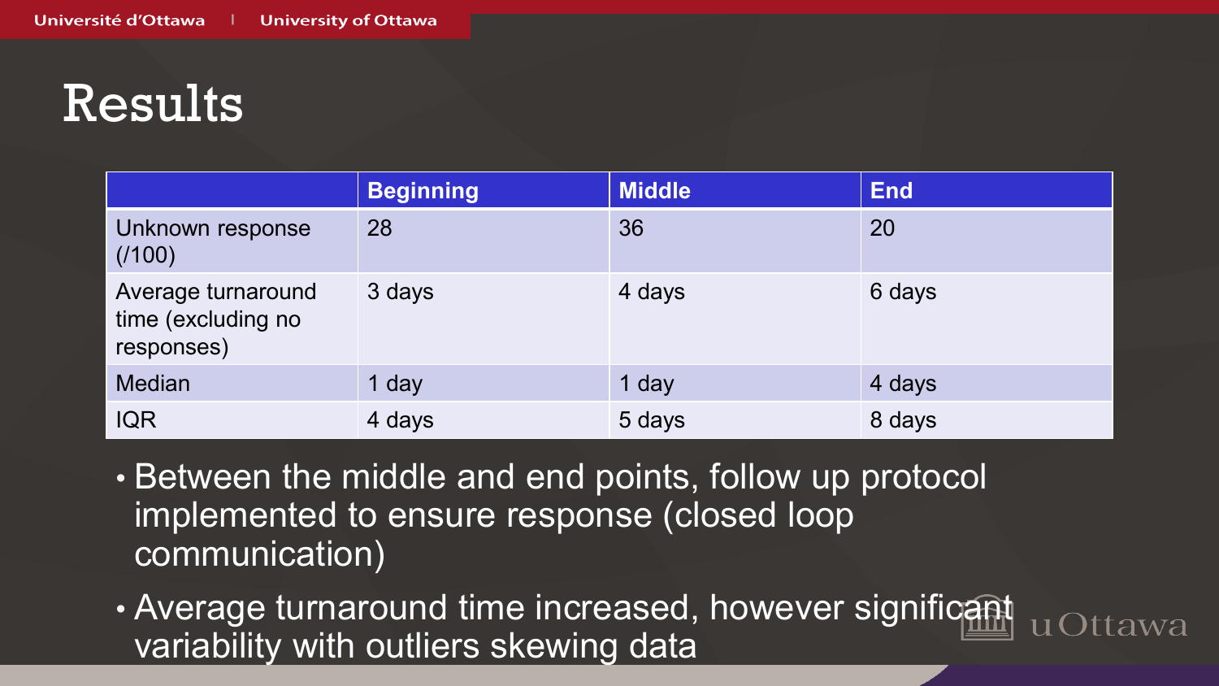# Results

| | Beginning | Middle | End |
|---|---|---|---|
| Unknown response (/100) | 28 | 36 | 20 |
| Average turnaround time (excluding no responses) | 3 days | 4 days | 6 days |
| Median | 1 day | 1 day | 4 days |
| IQR | 4 days | 5 days | 8 days |

- Between the middle and end points, follow up protocol implemented to ensure response (closed loop communication)
- Average turnaround time increased, however significant variability with outliers skewing data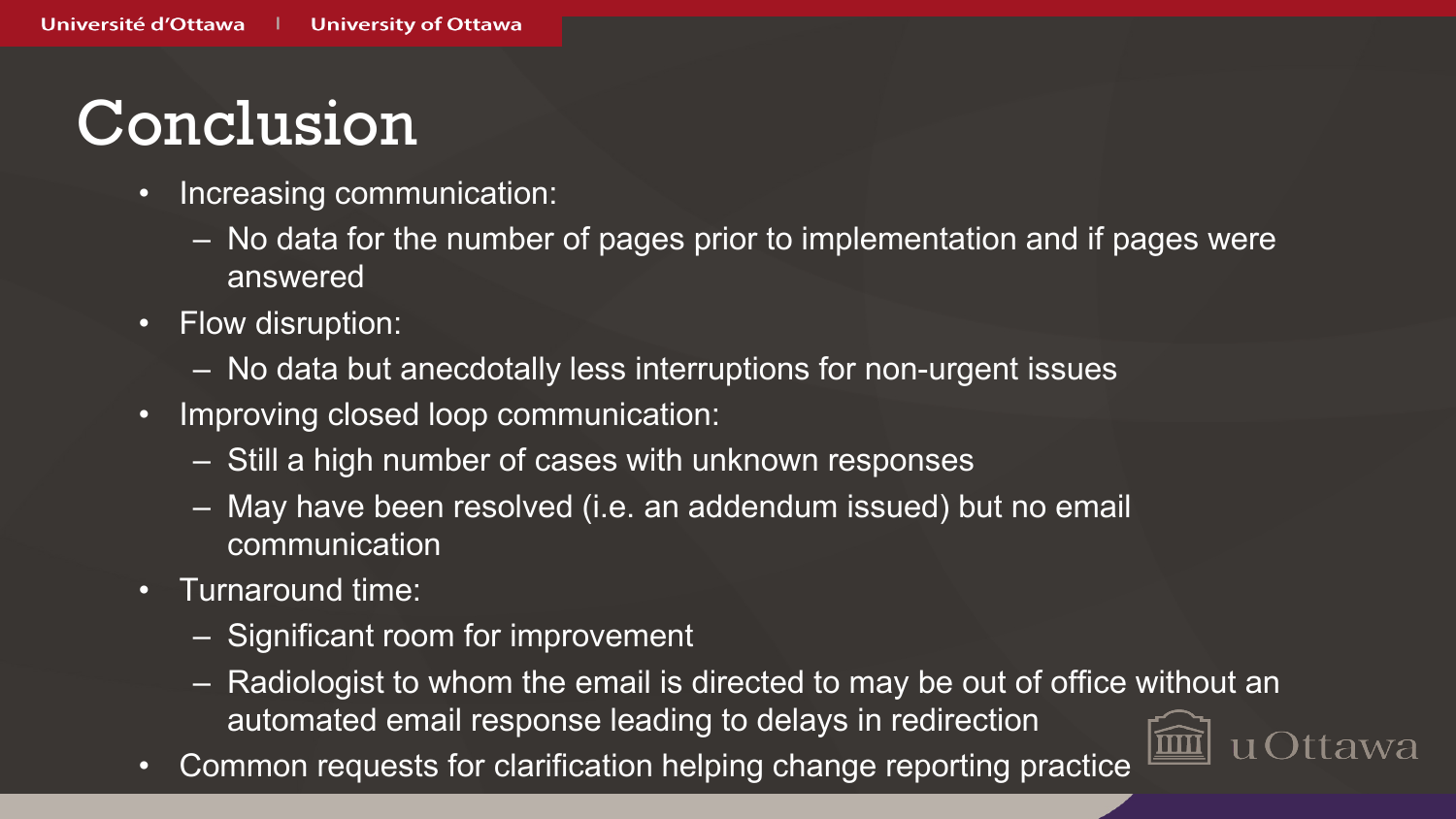# Conclusion

- Increasing communication:
  - No data for the number of pages prior to implementation and if pages were answered
- Flow disruption:
  - No data but anecdotally less interruptions for non-urgent issues
- Improving closed loop communication:
  - Still a high number of cases with unknown responses
  - May have been resolved (i.e. an addendum issued) but no email communication
- Turnaround time:
  - Significant room for improvement
  - Radiologist to whom the email is directed to may be out of office without an automated email response leading to delays in redirection
- Common requests for clarification helping change reporting practice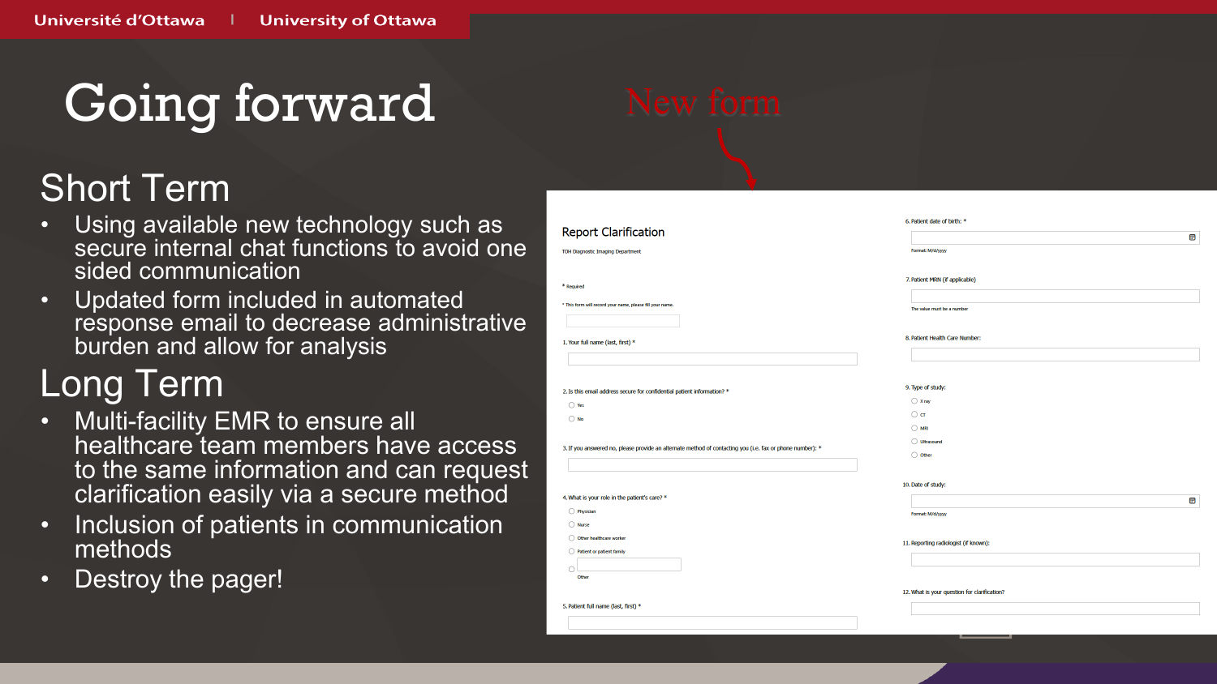# Going forward

## Short Term

- Using available new technology such as secure internal chat functions to avoid one sided communication
- Updated form included in automated response email to decrease administrative burden and allow for analysis

## Long Term

- Multi-facility EMR to ensure all healthcare team members have access to the same information and can request clarification easily via a secure method
- Inclusion of patients in communication methods
- Destroy the pager!

New form

**Report Clarification**

TOH Diagnostic Imaging Department

\* Required

\* This form will record your name, please fill your name.

1. Your full name (last, first) *

2. Is this email address secure for confidential patient information? *
   - Yes
   - No

3. If you answered no, please provide an alternate method of contacting you (i.e. fax or phone number): *

4. What is your role in the patient's care? *
   - Physician
   - Nurse
   - Other healthcare worker
   - Patient or patient family
   - Other

5. Patient full name (last, first) *

6. Patient date of birth: *

   Format: M/d/yyyy

7. Patient MRN (if applicable)

   The value must be a number

8. Patient Health Care Number:

9. Type of study:
   - X ray
   - CT
   - MRI
   - Ultrasound
   - Other

10. Date of study:

    Format: M/d/yyyy

11. Reporting radiologist (if known):

12. What is your question for clarification?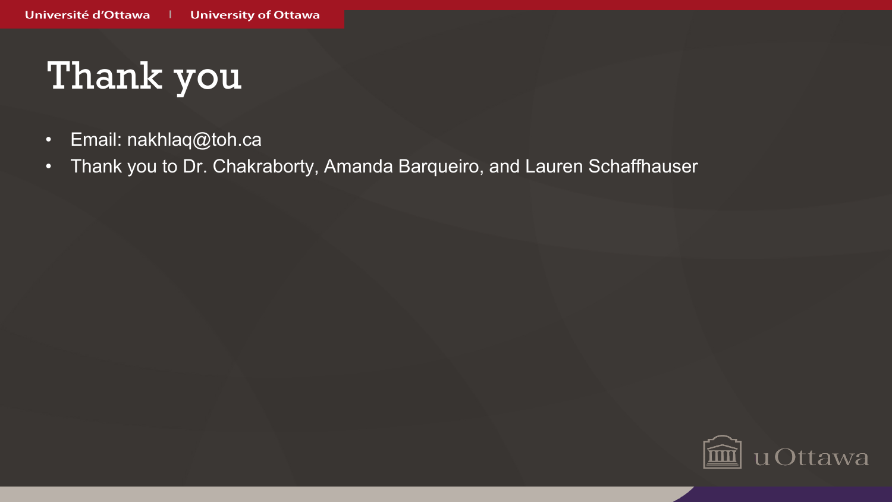# Thank you

- Email: nakhlaq@toh.ca
- Thank you to Dr. Chakraborty, Amanda Barqueiro, and Lauren Schaffhauser